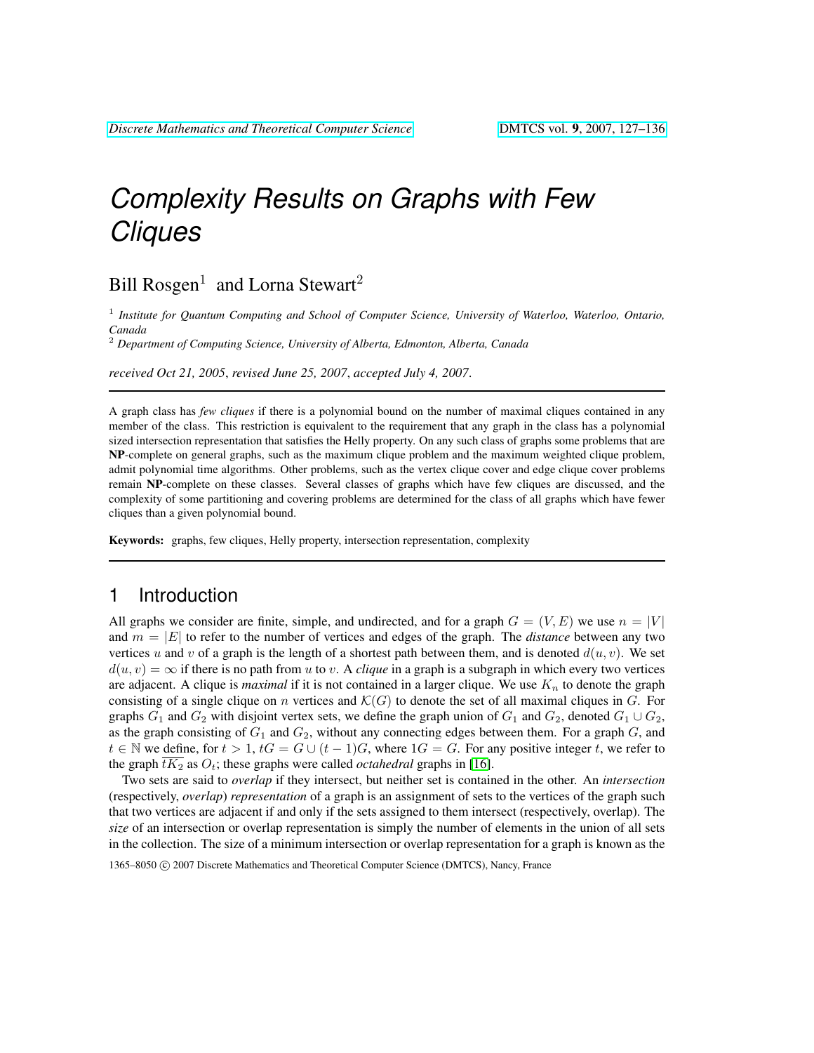# Complexity Results on Graphs with Few Cliques

Bill Rosgen[1] and Lorna Stewart[2]

[1] *Institute for Quantum Computing and School of Computer Science, University of Waterloo, Waterloo, Ontario, Canada*

[2] *Department of Computing Science, University of Alberta, Edmonton, Alberta, Canada*

*received Oct 21, 2005*, *revised June 25, 2007*, *accepted July 4, 2007*.

A graph class has *few cliques* if there is a polynomial bound on the number of maximal cliques contained in any member of the class. This restriction is equivalent to the requirement that any graph in the class has a polynomial sized intersection representation that satisfies the Helly property. On any such class of graphs some problems that are **NP**-complete on general graphs, such as the maximum clique problem and the maximum weighted clique problem, admit polynomial time algorithms. Other problems, such as the vertex clique cover and edge clique cover problems remain **NP**-complete on these classes. Several classes of graphs which have few cliques are discussed, and the complexity of some partitioning and covering problems are determined for the class of all graphs which have fewer cliques than a given polynomial bound.

**Keywords:** graphs, few cliques, Helly property, intersection representation, complexity

## 1 Introduction

All graphs we consider are finite, simple, and undirected, and for a graph $G = (V, E)$ we use $n = |V|$ and $m = |E|$ to refer to the number of vertices and edges of the graph. The *distance* between any two vertices $u$ and $v$ of a graph is the length of a shortest path between them, and is denoted $d(u, v)$. We set $d(u, v) = \infty$ if there is no path from $u$ to $v$. A *clique* in a graph is a subgraph in which every two vertices are adjacent. A clique is *maximal* if it is not contained in a larger clique. We use $K_n$ to denote the graph consisting of a single clique on $n$ vertices and $\mathcal{K}(G)$ to denote the set of all maximal cliques in $G$. For graphs $G_1$ and $G_2$ with disjoint vertex sets, we define the graph union of $G_1$ and $G_2$, denoted $G_1 \cup G_2$, as the graph consisting of $G_1$ and $G_2$, without any connecting edges between them. For a graph $G$, and $t \in \mathbb{N}$ we define, for $t > 1$, $tG = G \cup (t - 1)G$, where $1G = G$. For any positive integer $t$, we refer to the graph $\overline{tK_2}$ as $O_t$; these graphs were called *octahedral* graphs in [16].

Two sets are said to *overlap* if they intersect, but neither set is contained in the other. An *intersection* (respectively, *overlap*) *representation* of a graph is an assignment of sets to the vertices of the graph such that two vertices are adjacent if and only if the sets assigned to them intersect (respectively, overlap). The *size* of an intersection or overlap representation is simply the number of elements in the union of all sets in the collection. The size of a minimum intersection or overlap representation for a graph is known as the

1365–8050 © 2007 Discrete Mathematics and Theoretical Computer Science (DMTCS), Nancy, France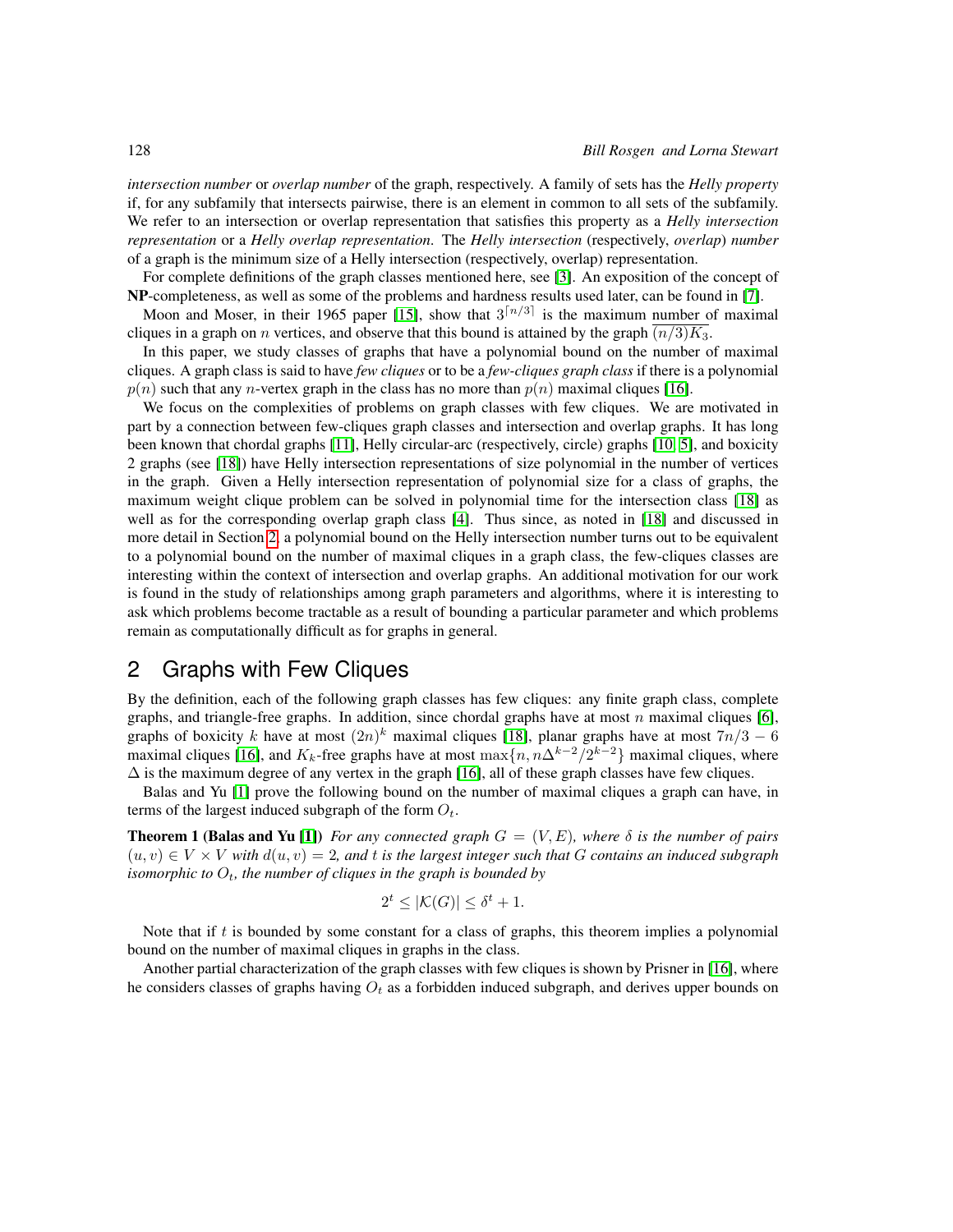*intersection number* or *overlap number* of the graph, respectively. A family of sets has the *Helly property* if, for any subfamily that intersects pairwise, there is an element in common to all sets of the subfamily. We refer to an intersection or overlap representation that satisfies this property as a *Helly intersection representation* or a *Helly overlap representation*. The *Helly intersection* (respectively, *overlap*) *number* of a graph is the minimum size of a Helly intersection (respectively, overlap) representation.

For complete definitions of the graph classes mentioned here, see [3]. An exposition of the concept of **NP**-completeness, as well as some of the problems and hardness results used later, can be found in [7].

Moon and Moser, in their 1965 paper [15], show that $3^{\lceil n/3 \rceil}$ is the maximum number of maximal cliques in a graph on $n$ vertices, and observe that this bound is attained by the graph $\overline{(n/3)K_3}$.

In this paper, we study classes of graphs that have a polynomial bound on the number of maximal cliques. A graph class is said to have *few cliques* or to be a *few-cliques graph class* if there is a polynomial $p(n)$ such that any $n$-vertex graph in the class has no more than $p(n)$ maximal cliques [16].

We focus on the complexities of problems on graph classes with few cliques. We are motivated in part by a connection between few-cliques graph classes and intersection and overlap graphs. It has long been known that chordal graphs [11], Helly circular-arc (respectively, circle) graphs [10, 5], and boxicity 2 graphs (see [18]) have Helly intersection representations of size polynomial in the number of vertices in the graph. Given a Helly intersection representation of polynomial size for a class of graphs, the maximum weight clique problem can be solved in polynomial time for the intersection class [18] as well as for the corresponding overlap graph class [4]. Thus since, as noted in [18] and discussed in more detail in Section 2, a polynomial bound on the Helly intersection number turns out to be equivalent to a polynomial bound on the number of maximal cliques in a graph class, the few-cliques classes are interesting within the context of intersection and overlap graphs. An additional motivation for our work is found in the study of relationships among graph parameters and algorithms, where it is interesting to ask which problems become tractable as a result of bounding a particular parameter and which problems remain as computationally difficult as for graphs in general.

## 2 Graphs with Few Cliques

By the definition, each of the following graph classes has few cliques: any finite graph class, complete graphs, and triangle-free graphs. In addition, since chordal graphs have at most $n$ maximal cliques [6], graphs of boxicity $k$ have at most $(2n)^k$ maximal cliques [18], planar graphs have at most $7n/3 - 6$ maximal cliques [16], and $K_k$-free graphs have at most $\max\{n, n\Delta^{k-2}/2^{k-2}\}$ maximal cliques, where $\Delta$ is the maximum degree of any vertex in the graph [16], all of these graph classes have few cliques.

Balas and Yu [1] prove the following bound on the number of maximal cliques a graph can have, in terms of the largest induced subgraph of the form $O_t$.

**Theorem 1 (Balas and Yu [1])** *For any connected graph $G = (V, E)$, where $\delta$ is the number of pairs $(u, v) \in V \times V$ with $d(u, v) = 2$, and $t$ is the largest integer such that $G$ contains an induced subgraph isomorphic to $O_t$, the number of cliques in the graph is bounded by*

$$2^t \leq |\mathcal{K}(G)| \leq \delta^t + 1.$$

Note that if $t$ is bounded by some constant for a class of graphs, this theorem implies a polynomial bound on the number of maximal cliques in graphs in the class.

Another partial characterization of the graph classes with few cliques is shown by Prisner in [16], where he considers classes of graphs having $O_t$ as a forbidden induced subgraph, and derives upper bounds on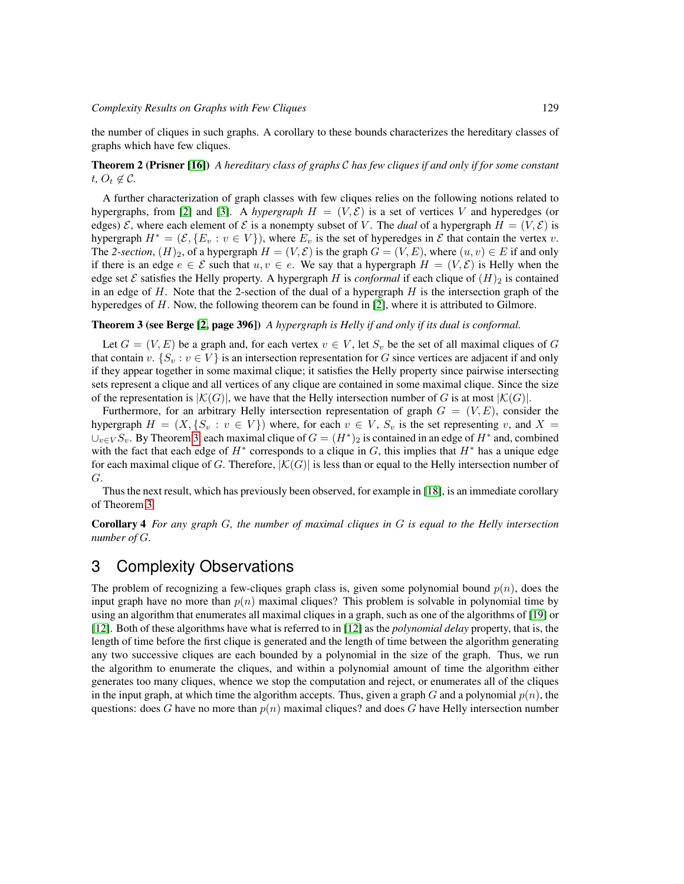the number of cliques in such graphs. A corollary to these bounds characterizes the hereditary classes of graphs which have few cliques.

**Theorem 2 (Prisner [16])** *A hereditary class of graphs $\mathcal{C}$ has few cliques if and only if for some constant $t$, $O_t \notin \mathcal{C}$.*

A further characterization of graph classes with few cliques relies on the following notions related to hypergraphs, from [2] and [3]. A *hypergraph* $H = (V, \mathcal{E})$ is a set of vertices $V$ and hyperedges (or edges) $\mathcal{E}$, where each element of $\mathcal{E}$ is a nonempty subset of $V$. The *dual* of a hypergraph $H = (V, \mathcal{E})$ is hypergraph $H^* = (\mathcal{E}, \{E_v : v \in V\})$, where $E_v$ is the set of hyperedges in $\mathcal{E}$ that contain the vertex $v$. The *2-section*, $(H)_2$, of a hypergraph $H = (V, \mathcal{E})$ is the graph $G = (V, E)$, where $(u, v) \in E$ if and only if there is an edge $e \in \mathcal{E}$ such that $u, v \in e$. We say that a hypergraph $H = (V, \mathcal{E})$ is Helly when the edge set $\mathcal{E}$ satisfies the Helly property. A hypergraph $H$ is *conformal* if each clique of $(H)_2$ is contained in an edge of $H$. Note that the 2-section of the dual of a hypergraph $H$ is the intersection graph of the hyperedges of $H$. Now, the following theorem can be found in [2], where it is attributed to Gilmore.

**Theorem 3 (see Berge [2, page 396])** *A hypergraph is Helly if and only if its dual is conformal.*

Let $G = (V, E)$ be a graph and, for each vertex $v \in V$, let $S_v$ be the set of all maximal cliques of $G$ that contain $v$. $\{S_v : v \in V\}$ is an intersection representation for $G$ since vertices are adjacent if and only if they appear together in some maximal clique; it satisfies the Helly property since pairwise intersecting sets represent a clique and all vertices of any clique are contained in some maximal clique. Since the size of the representation is $|\mathcal{K}(G)|$, we have that the Helly intersection number of $G$ is at most $|\mathcal{K}(G)|$.

Furthermore, for an arbitrary Helly intersection representation of graph $G = (V, E)$, consider the hypergraph $H = (X, \{S_v : v \in V\})$ where, for each $v \in V$, $S_v$ is the set representing $v$, and $X = \cup_{v \in V} S_v$. By Theorem 3, each maximal clique of $G = (H^*)_2$ is contained in an edge of $H^*$ and, combined with the fact that each edge of $H^*$ corresponds to a clique in $G$, this implies that $H^*$ has a unique edge for each maximal clique of $G$. Therefore, $|\mathcal{K}(G)|$ is less than or equal to the Helly intersection number of $G$.

Thus the next result, which has previously been observed, for example in [18], is an immediate corollary of Theorem 3.

**Corollary 4** *For any graph $G$, the number of maximal cliques in $G$ is equal to the Helly intersection number of $G$.*

# 3 Complexity Observations

The problem of recognizing a few-cliques graph class is, given some polynomial bound $p(n)$, does the input graph have no more than $p(n)$ maximal cliques? This problem is solvable in polynomial time by using an algorithm that enumerates all maximal cliques in a graph, such as one of the algorithms of [19] or [12]. Both of these algorithms have what is referred to in [12] as the *polynomial delay* property, that is, the length of time before the first clique is generated and the length of time between the algorithm generating any two successive cliques are each bounded by a polynomial in the size of the graph. Thus, we run the algorithm to enumerate the cliques, and within a polynomial amount of time the algorithm either generates too many cliques, whence we stop the computation and reject, or enumerates all of the cliques in the input graph, at which time the algorithm accepts. Thus, given a graph $G$ and a polynomial $p(n)$, the questions: does $G$ have no more than $p(n)$ maximal cliques? and does $G$ have Helly intersection number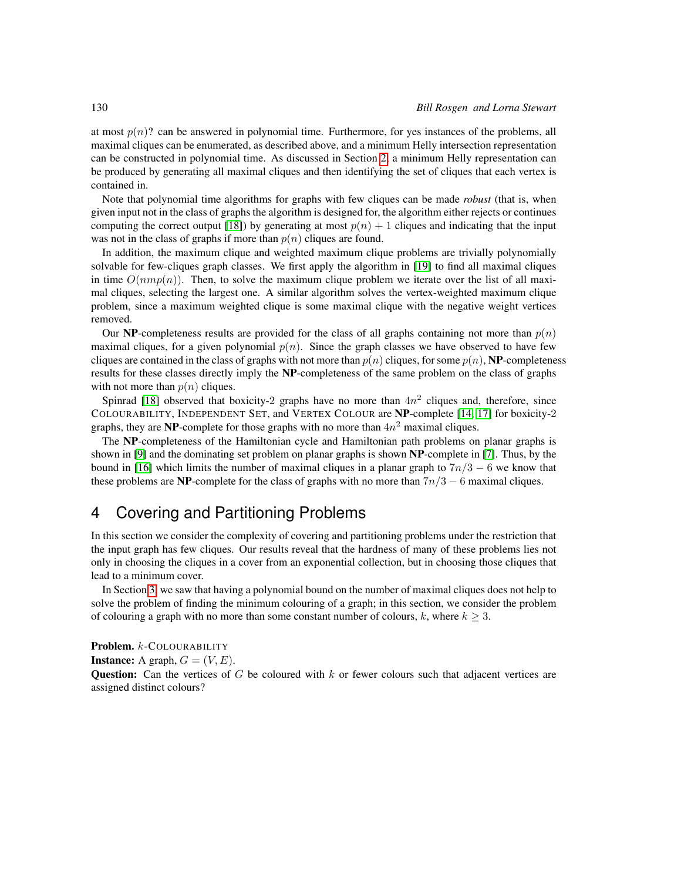at most $p(n)$? can be answered in polynomial time. Furthermore, for yes instances of the problems, all maximal cliques can be enumerated, as described above, and a minimum Helly intersection representation can be constructed in polynomial time. As discussed in Section 2, a minimum Helly representation can be produced by generating all maximal cliques and then identifying the set of cliques that each vertex is contained in.

Note that polynomial time algorithms for graphs with few cliques can be made *robust* (that is, when given input not in the class of graphs the algorithm is designed for, the algorithm either rejects or continues computing the correct output [18]) by generating at most $p(n) + 1$ cliques and indicating that the input was not in the class of graphs if more than $p(n)$ cliques are found.

In addition, the maximum clique and weighted maximum clique problems are trivially polynomially solvable for few-cliques graph classes. We first apply the algorithm in [19] to find all maximal cliques in time $O(nmp(n))$. Then, to solve the maximum clique problem we iterate over the list of all maximal cliques, selecting the largest one. A similar algorithm solves the vertex-weighted maximum clique problem, since a maximum weighted clique is some maximal clique with the negative weight vertices removed.

Our **NP**-completeness results are provided for the class of all graphs containing not more than $p(n)$ maximal cliques, for a given polynomial $p(n)$. Since the graph classes we have observed to have few cliques are contained in the class of graphs with not more than $p(n)$ cliques, for some $p(n)$, **NP**-completeness results for these classes directly imply the **NP**-completeness of the same problem on the class of graphs with not more than $p(n)$ cliques.

Spinrad [18] observed that boxicity-2 graphs have no more than $4n^2$ cliques and, therefore, since COLOURABILITY, INDEPENDENT SET, and VERTEX COLOUR are **NP**-complete [14, 17] for boxicity-2 graphs, they are **NP**-complete for those graphs with no more than $4n^2$ maximal cliques.

The **NP**-completeness of the Hamiltonian cycle and Hamiltonian path problems on planar graphs is shown in [9] and the dominating set problem on planar graphs is shown **NP**-complete in [7]. Thus, by the bound in [16] which limits the number of maximal cliques in a planar graph to $7n/3 - 6$ we know that these problems are **NP**-complete for the class of graphs with no more than $7n/3 - 6$ maximal cliques.

## 4 Covering and Partitioning Problems

In this section we consider the complexity of covering and partitioning problems under the restriction that the input graph has few cliques. Our results reveal that the hardness of many of these problems lies not only in choosing the cliques in a cover from an exponential collection, but in choosing those cliques that lead to a minimum cover.

In Section 3, we saw that having a polynomial bound on the number of maximal cliques does not help to solve the problem of finding the minimum colouring of a graph; in this section, we consider the problem of colouring a graph with no more than some constant number of colours, $k$, where $k \geq 3$.

**Problem.** $k$-COLOURABILITY
**Instance:** A graph, $G = (V, E)$.
**Question:** Can the vertices of $G$ be coloured with $k$ or fewer colours such that adjacent vertices are assigned distinct colours?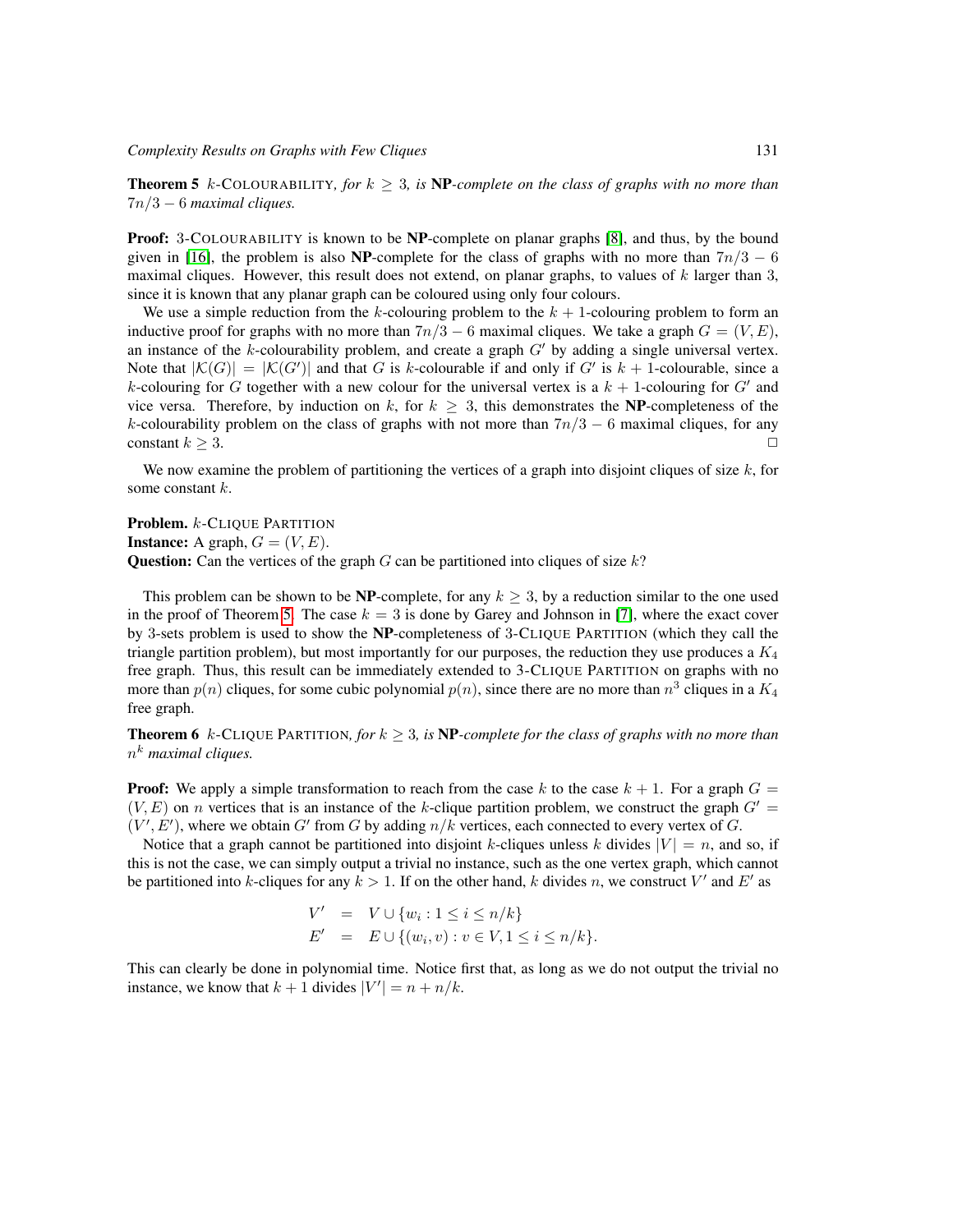**Theorem 5** *$k$-*COLOURABILITY*, for $k \geq 3$, is* **NP**-*complete on the class of graphs with no more than $7n/3 - 6$ maximal cliques.*

**Proof:** 3-COLOURABILITY is known to be **NP**-complete on planar graphs [8], and thus, by the bound given in [16], the problem is also **NP**-complete for the class of graphs with no more than $7n/3 - 6$ maximal cliques. However, this result does not extend, on planar graphs, to values of $k$ larger than 3, since it is known that any planar graph can be coloured using only four colours.

We use a simple reduction from the $k$-colouring problem to the $k+1$-colouring problem to form an inductive proof for graphs with no more than $7n/3 - 6$ maximal cliques. We take a graph $G = (V, E)$, an instance of the $k$-colourability problem, and create a graph $G'$ by adding a single universal vertex. Note that $|\mathcal{K}(G)| = |\mathcal{K}(G')|$ and that $G$ is $k$-colourable if and only if $G'$ is $k+1$-colourable, since a $k$-colouring for $G$ together with a new colour for the universal vertex is a $k+1$-colouring for $G'$ and vice versa. Therefore, by induction on $k$, for $k \geq 3$, this demonstrates the **NP**-completeness of the $k$-colourability problem on the class of graphs with not more than $7n/3 - 6$ maximal cliques, for any constant $k \geq 3$. □

We now examine the problem of partitioning the vertices of a graph into disjoint cliques of size $k$, for some constant $k$.

**Problem.** $k$-CLIQUE PARTITION
**Instance:** A graph, $G = (V, E)$.
**Question:** Can the vertices of the graph $G$ can be partitioned into cliques of size $k$?

This problem can be shown to be **NP**-complete, for any $k \geq 3$, by a reduction similar to the one used in the proof of Theorem 5. The case $k = 3$ is done by Garey and Johnson in [7], where the exact cover by 3-sets problem is used to show the **NP**-completeness of 3-CLIQUE PARTITION (which they call the triangle partition problem), but most importantly for our purposes, the reduction they use produces a $K_4$ free graph. Thus, this result can be immediately extended to 3-CLIQUE PARTITION on graphs with no more than $p(n)$ cliques, for some cubic polynomial $p(n)$, since there are no more than $n^3$ cliques in a $K_4$ free graph.

**Theorem 6** *$k$-*CLIQUE PARTITION*, for $k \geq 3$, is* **NP**-*complete for the class of graphs with no more than $n^k$ maximal cliques.*

**Proof:** We apply a simple transformation to reach from the case $k$ to the case $k+1$. For a graph $G = (V, E)$ on $n$ vertices that is an instance of the $k$-clique partition problem, we construct the graph $G' = (V', E')$, where we obtain $G'$ from $G$ by adding $n/k$ vertices, each connected to every vertex of $G$.

Notice that a graph cannot be partitioned into disjoint $k$-cliques unless $k$ divides $|V| = n$, and so, if this is not the case, we can simply output a trivial no instance, such as the one vertex graph, which cannot be partitioned into $k$-cliques for any $k > 1$. If on the other hand, $k$ divides $n$, we construct $V'$ and $E'$ as

$$\begin{aligned} V' &= V \cup \{w_i : 1 \leq i \leq n/k\} \\ E' &= E \cup \{(w_i, v) : v \in V, 1 \leq i \leq n/k\}. \end{aligned}$$

This can clearly be done in polynomial time. Notice first that, as long as we do not output the trivial no instance, we know that $k+1$ divides $|V'| = n + n/k$.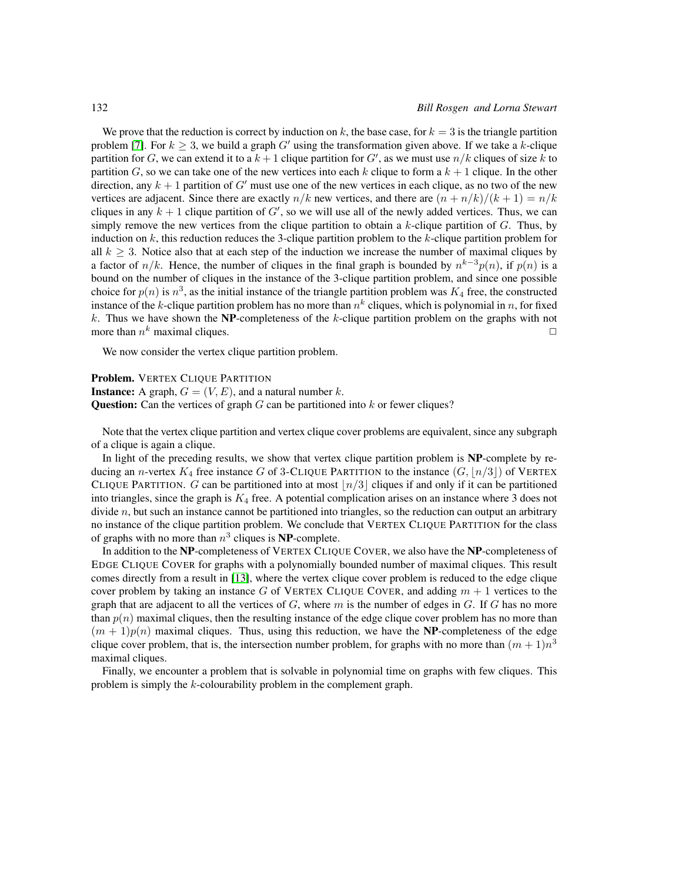We prove that the reduction is correct by induction on $k$, the base case, for $k = 3$ is the triangle partition problem [7]. For $k \geq 3$, we build a graph $G'$ using the transformation given above. If we take a $k$-clique partition for $G$, we can extend it to a $k+1$ clique partition for $G'$, as we must use $n/k$ cliques of size $k$ to partition $G$, so we can take one of the new vertices into each $k$ clique to form a $k+1$ clique. In the other direction, any $k+1$ partition of $G'$ must use one of the new vertices in each clique, as no two of the new vertices are adjacent. Since there are exactly $n/k$ new vertices, and there are $(n + n/k)/(k+1) = n/k$ cliques in any $k+1$ clique partition of $G'$, so we will use all of the newly added vertices. Thus, we can simply remove the new vertices from the clique partition to obtain a $k$-clique partition of $G$. Thus, by induction on $k$, this reduction reduces the 3-clique partition problem to the $k$-clique partition problem for all $k \geq 3$. Notice also that at each step of the induction we increase the number of maximal cliques by a factor of $n/k$. Hence, the number of cliques in the final graph is bounded by $n^{k-3}p(n)$, if $p(n)$ is a bound on the number of cliques in the instance of the 3-clique partition problem, and since one possible choice for $p(n)$ is $n^3$, as the initial instance of the triangle partition problem was $K_4$ free, the constructed instance of the $k$-clique partition problem has no more than $n^k$ cliques, which is polynomial in $n$, for fixed $k$. Thus we have shown the **NP**-completeness of the $k$-clique partition problem on the graphs with not more than $n^k$ maximal cliques. □

We now consider the vertex clique partition problem.

**Problem.** VERTEX CLIQUE PARTITION
**Instance:** A graph, $G = (V, E)$, and a natural number $k$.
**Question:** Can the vertices of graph $G$ can be partitioned into $k$ or fewer cliques?

Note that the vertex clique partition and vertex clique cover problems are equivalent, since any subgraph of a clique is again a clique.

In light of the preceding results, we show that vertex clique partition problem is **NP**-complete by reducing an $n$-vertex $K_4$ free instance $G$ of 3-CLIQUE PARTITION to the instance $(G, \lfloor n/3 \rfloor)$ of VERTEX CLIQUE PARTITION. $G$ can be partitioned into at most $\lfloor n/3 \rfloor$ cliques if and only if it can be partitioned into triangles, since the graph is $K_4$ free. A potential complication arises on an instance where 3 does not divide $n$, but such an instance cannot be partitioned into triangles, so the reduction can output an arbitrary no instance of the clique partition problem. We conclude that VERTEX CLIQUE PARTITION for the class of graphs with no more than $n^3$ cliques is **NP**-complete.

In addition to the **NP**-completeness of VERTEX CLIQUE COVER, we also have the **NP**-completeness of EDGE CLIQUE COVER for graphs with a polynomially bounded number of maximal cliques. This result comes directly from a result in [13], where the vertex clique cover problem is reduced to the edge clique cover problem by taking an instance $G$ of VERTEX CLIQUE COVER, and adding $m+1$ vertices to the graph that are adjacent to all the vertices of $G$, where $m$ is the number of edges in $G$. If $G$ has no more than $p(n)$ maximal cliques, then the resulting instance of the edge clique cover problem has no more than $(m+1)p(n)$ maximal cliques. Thus, using this reduction, we have the **NP**-completeness of the edge clique cover problem, that is, the intersection number problem, for graphs with no more than $(m+1)n^3$ maximal cliques.

Finally, we encounter a problem that is solvable in polynomial time on graphs with few cliques. This problem is simply the $k$-colourability problem in the complement graph.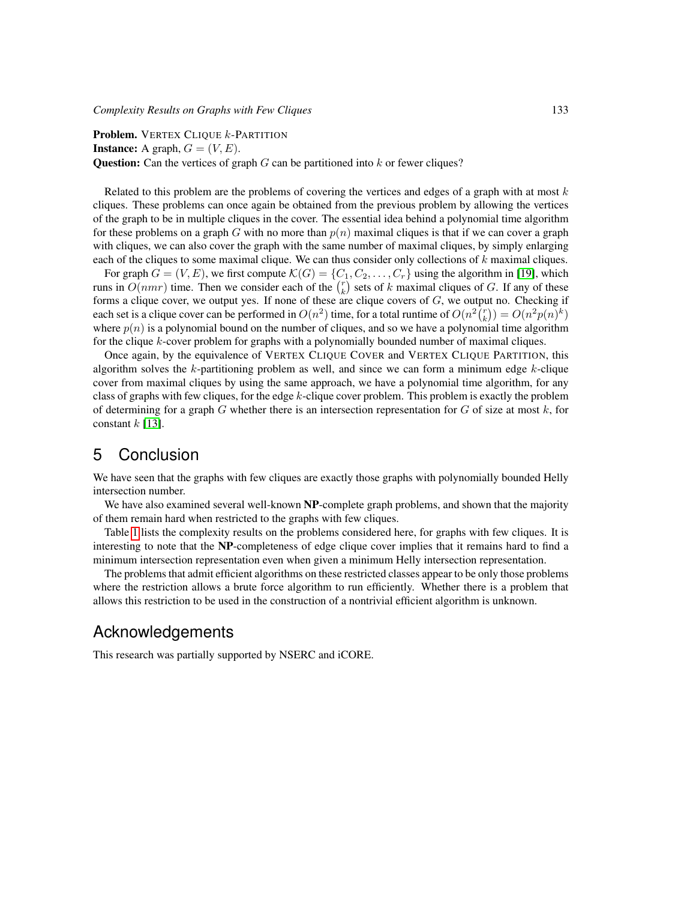**Problem.** VERTEX CLIQUE $k$-PARTITION
**Instance:** A graph, $G = (V, E)$.
**Question:** Can the vertices of graph $G$ can be partitioned into $k$ or fewer cliques?

Related to this problem are the problems of covering the vertices and edges of a graph with at most $k$ cliques. These problems can once again be obtained from the previous problem by allowing the vertices of the graph to be in multiple cliques in the cover. The essential idea behind a polynomial time algorithm for these problems on a graph $G$ with no more than $p(n)$ maximal cliques is that if we can cover a graph with cliques, we can also cover the graph with the same number of maximal cliques, by simply enlarging each of the cliques to some maximal clique. We can thus consider only collections of $k$ maximal cliques.

For graph $G = (V, E)$, we first compute $\mathcal{K}(G) = \{C_1, C_2, \ldots, C_r\}$ using the algorithm in [19], which runs in $O(nmr)$ time. Then we consider each of the $\binom{r}{k}$ sets of $k$ maximal cliques of $G$. If any of these forms a clique cover, we output yes. If none of these are clique covers of $G$, we output no. Checking if each set is a clique cover can be performed in $O(n^2)$ time, for a total runtime of $O(n^2\binom{r}{k}) = O(n^2 p(n)^k)$ where $p(n)$ is a polynomial bound on the number of cliques, and so we have a polynomial time algorithm for the clique $k$-cover problem for graphs with a polynomially bounded number of maximal cliques.

Once again, by the equivalence of VERTEX CLIQUE COVER and VERTEX CLIQUE PARTITION, this algorithm solves the $k$-partitioning problem as well, and since we can form a minimum edge $k$-clique cover from maximal cliques by using the same approach, we have a polynomial time algorithm, for any class of graphs with few cliques, for the edge $k$-clique cover problem. This problem is exactly the problem of determining for a graph $G$ whether there is an intersection representation for $G$ of size at most $k$, for constant $k$ [13].

## 5 Conclusion

We have seen that the graphs with few cliques are exactly those graphs with polynomially bounded Helly intersection number.

We have also examined several well-known **NP**-complete graph problems, and shown that the majority of them remain hard when restricted to the graphs with few cliques.

Table 1 lists the complexity results on the problems considered here, for graphs with few cliques. It is interesting to note that the **NP**-completeness of edge clique cover implies that it remains hard to find a minimum intersection representation even when given a minimum Helly intersection representation.

The problems that admit efficient algorithms on these restricted classes appear to be only those problems where the restriction allows a brute force algorithm to run efficiently. Whether there is a problem that allows this restriction to be used in the construction of a nontrivial efficient algorithm is unknown.

## Acknowledgements

This research was partially supported by NSERC and iCORE.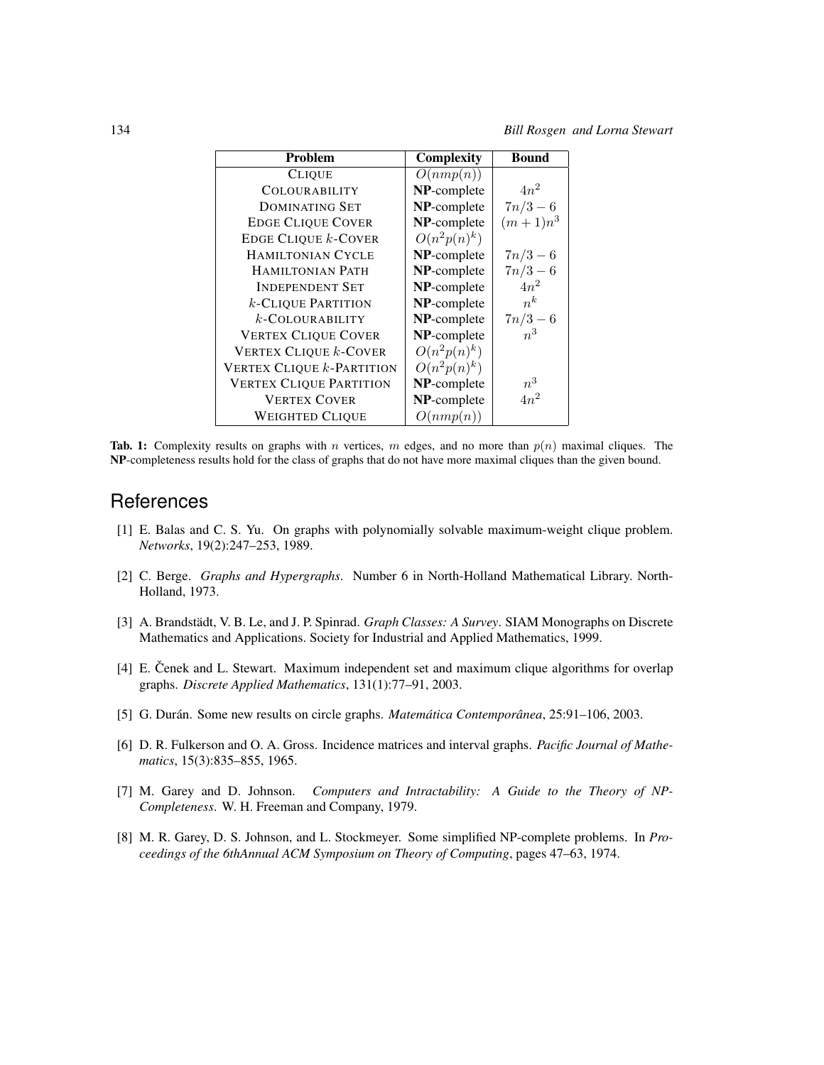| Problem | Complexity | Bound |
|---|---|---|
| CLIQUE | $O(nmp(n))$ | |
| COLOURABILITY | **NP**-complete | $4n^2$ |
| DOMINATING SET | **NP**-complete | $7n/3-6$ |
| EDGE CLIQUE COVER | **NP**-complete | $(m+1)n^3$ |
| EDGE CLIQUE $k$-COVER | $O(n^2p(n)^k)$ | |
| HAMILTONIAN CYCLE | **NP**-complete | $7n/3-6$ |
| HAMILTONIAN PATH | **NP**-complete | $7n/3-6$ |
| INDEPENDENT SET | **NP**-complete | $4n^2$ |
| $k$-CLIQUE PARTITION | **NP**-complete | $n^k$ |
| $k$-COLOURABILITY | **NP**-complete | $7n/3-6$ |
| VERTEX CLIQUE COVER | **NP**-complete | $n^3$ |
| VERTEX CLIQUE $k$-COVER | $O(n^2p(n)^k)$ | |
| VERTEX CLIQUE $k$-PARTITION | $O(n^2p(n)^k)$ | |
| VERTEX CLIQUE PARTITION | **NP**-complete | $n^3$ |
| VERTEX COVER | **NP**-complete | $4n^2$ |
| WEIGHTED CLIQUE | $O(nmp(n))$ | |

**Tab. 1:** Complexity results on graphs with $n$ vertices, $m$ edges, and no more than $p(n)$ maximal cliques. The **NP**-completeness results hold for the class of graphs that do not have more maximal cliques than the given bound.

# References

[1] E. Balas and C. S. Yu. On graphs with polynomially solvable maximum-weight clique problem. *Networks*, 19(2):247–253, 1989.

[2] C. Berge. *Graphs and Hypergraphs*. Number 6 in North-Holland Mathematical Library. North-Holland, 1973.

[3] A. Brandstädt, V. B. Le, and J. P. Spinrad. *Graph Classes: A Survey*. SIAM Monographs on Discrete Mathematics and Applications. Society for Industrial and Applied Mathematics, 1999.

[4] E. Čenek and L. Stewart. Maximum independent set and maximum clique algorithms for overlap graphs. *Discrete Applied Mathematics*, 131(1):77–91, 2003.

[5] G. Durán. Some new results on circle graphs. *Matemática Contemporânea*, 25:91–106, 2003.

[6] D. R. Fulkerson and O. A. Gross. Incidence matrices and interval graphs. *Pacific Journal of Mathematics*, 15(3):835–855, 1965.

[7] M. Garey and D. Johnson. *Computers and Intractability: A Guide to the Theory of NP-Completeness*. W. H. Freeman and Company, 1979.

[8] M. R. Garey, D. S. Johnson, and L. Stockmeyer. Some simplified NP-complete problems. In *Proceedings of the 6thAnnual ACM Symposium on Theory of Computing*, pages 47–63, 1974.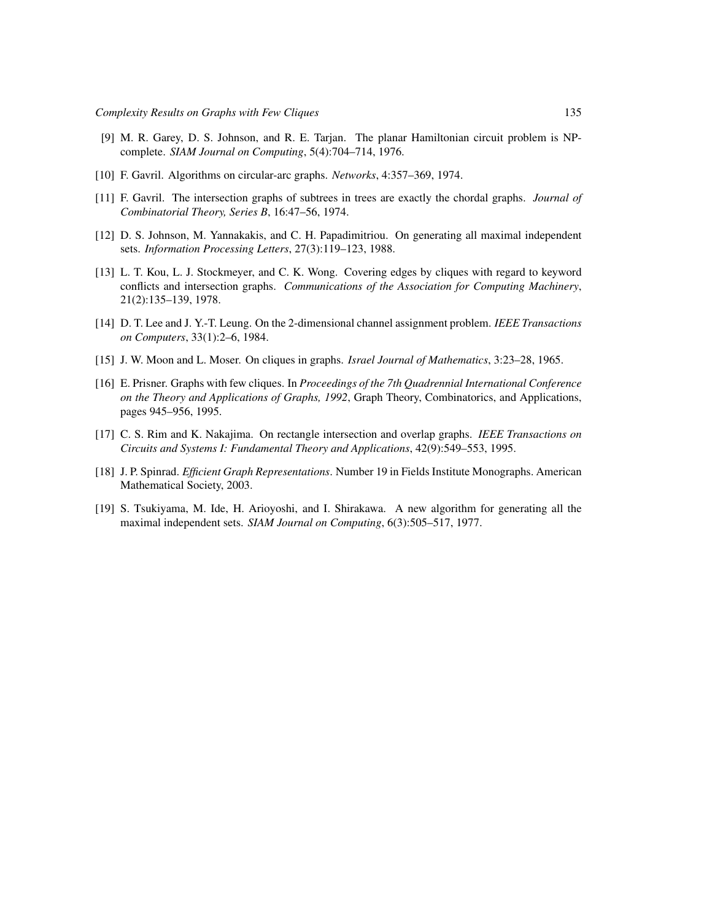[9] M. R. Garey, D. S. Johnson, and R. E. Tarjan. The planar Hamiltonian circuit problem is NP-complete. *SIAM Journal on Computing*, 5(4):704–714, 1976.

[10] F. Gavril. Algorithms on circular-arc graphs. *Networks*, 4:357–369, 1974.

[11] F. Gavril. The intersection graphs of subtrees in trees are exactly the chordal graphs. *Journal of Combinatorial Theory, Series B*, 16:47–56, 1974.

[12] D. S. Johnson, M. Yannakakis, and C. H. Papadimitriou. On generating all maximal independent sets. *Information Processing Letters*, 27(3):119–123, 1988.

[13] L. T. Kou, L. J. Stockmeyer, and C. K. Wong. Covering edges by cliques with regard to keyword conflicts and intersection graphs. *Communications of the Association for Computing Machinery*, 21(2):135–139, 1978.

[14] D. T. Lee and J. Y.-T. Leung. On the 2-dimensional channel assignment problem. *IEEE Transactions on Computers*, 33(1):2–6, 1984.

[15] J. W. Moon and L. Moser. On cliques in graphs. *Israel Journal of Mathematics*, 3:23–28, 1965.

[16] E. Prisner. Graphs with few cliques. In *Proceedings of the 7th Quadrennial International Conference on the Theory and Applications of Graphs, 1992*, Graph Theory, Combinatorics, and Applications, pages 945–956, 1995.

[17] C. S. Rim and K. Nakajima. On rectangle intersection and overlap graphs. *IEEE Transactions on Circuits and Systems I: Fundamental Theory and Applications*, 42(9):549–553, 1995.

[18] J. P. Spinrad. *Efficient Graph Representations*. Number 19 in Fields Institute Monographs. American Mathematical Society, 2003.

[19] S. Tsukiyama, M. Ide, H. Arioyoshi, and I. Shirakawa. A new algorithm for generating all the maximal independent sets. *SIAM Journal on Computing*, 6(3):505–517, 1977.